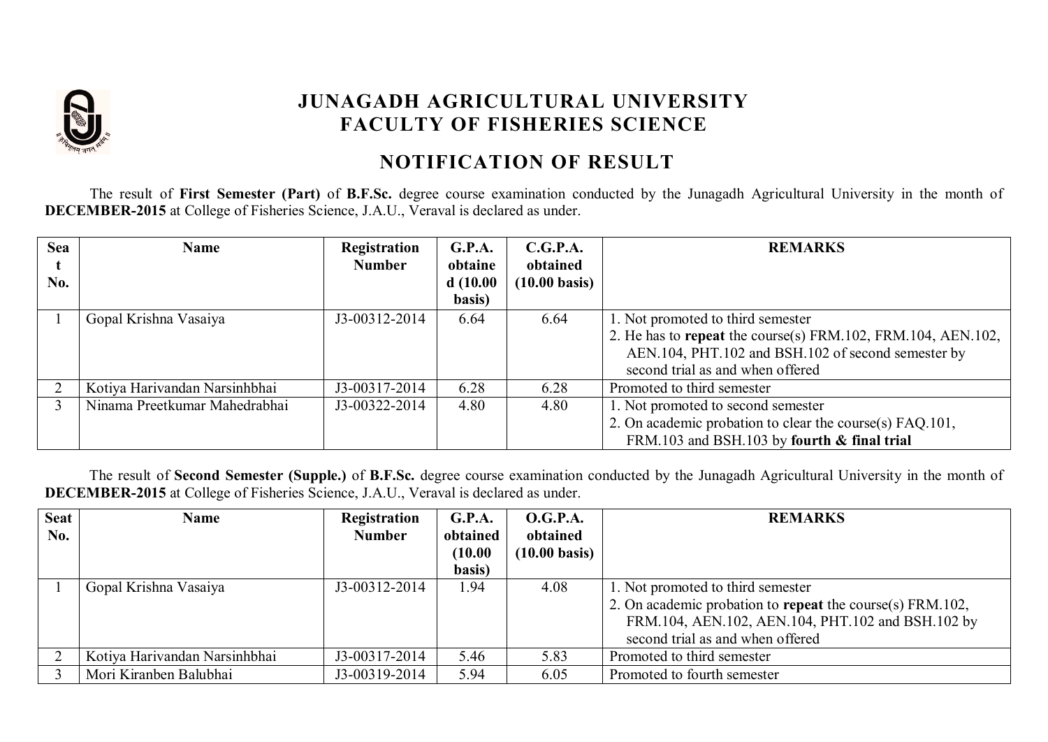# JUNAGADH AGRICULTURAL UNIVERSITY
# FACULTY OF FISHERIES SCIENCE

## NOTIFICATION OF RESULT

The result of **First Semester (Part)** of **B.F.Sc.** degree course examination conducted by the Junagadh Agricultural University in the month of **DECEMBER-2015** at College of Fisheries Science, J.A.U., Veraval is declared as under.

| Seat No. | Name | Registration Number | G.P.A. obtained (10.00 basis) | C.G.P.A. obtained (10.00 basis) | REMARKS |
|---|---|---|---|---|---|
| 1 | Gopal Krishna Vasaiya | J3-00312-2014 | 6.64 | 6.64 | 1. Not promoted to third semester<br>2. He has to **repeat** the course(s) FRM.102, FRM.104, AEN.102, AEN.104, PHT.102 and BSH.102 of second semester by second trial as and when offered |
| 2 | Kotiya Harivandan Narsinhbhai | J3-00317-2014 | 6.28 | 6.28 | Promoted to third semester |
| 3 | Ninama Preetkumar Mahedrabhai | J3-00322-2014 | 4.80 | 4.80 | 1. Not promoted to second semester<br>2. On academic probation to clear the course(s) FAQ.101, FRM.103 and BSH.103 by **fourth & final trial** |

The result of **Second Semester (Supple.)** of **B.F.Sc.** degree course examination conducted by the Junagadh Agricultural University in the month of **DECEMBER-2015** at College of Fisheries Science, J.A.U., Veraval is declared as under.

| Seat No. | Name | Registration Number | G.P.A. obtained (10.00 basis) | O.G.P.A. obtained (10.00 basis) | REMARKS |
|---|---|---|---|---|---|
| 1 | Gopal Krishna Vasaiya | J3-00312-2014 | 1.94 | 4.08 | 1. Not promoted to third semester<br>2. On academic probation to **repeat** the course(s) FRM.102, FRM.104, AEN.102, AEN.104, PHT.102 and BSH.102 by second trial as and when offered |
| 2 | Kotiya Harivandan Narsinhbhai | J3-00317-2014 | 5.46 | 5.83 | Promoted to third semester |
| 3 | Mori Kiranben Balubhai | J3-00319-2014 | 5.94 | 6.05 | Promoted to fourth semester |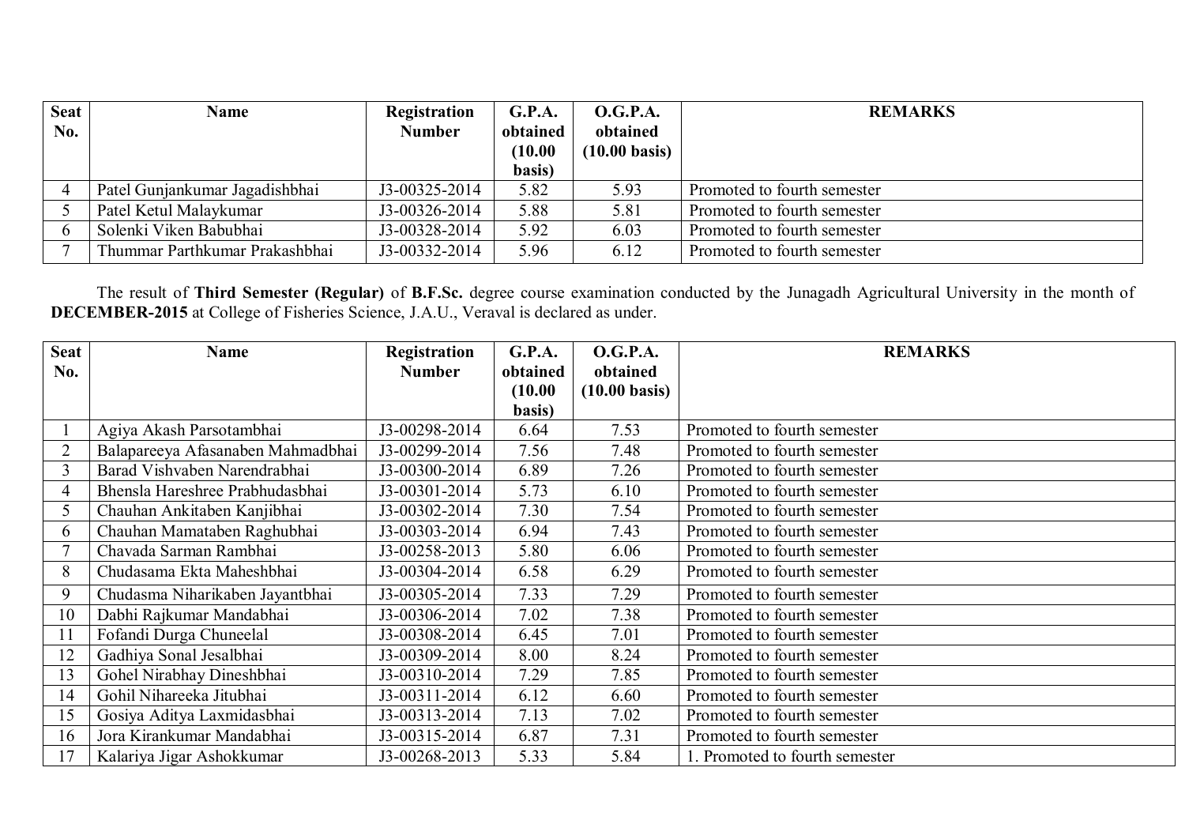| Seat No. | Name | Registration Number | G.P.A. obtained (10.00 basis) | O.G.P.A. obtained (10.00 basis) | REMARKS |
|---|---|---|---|---|---|
| 4 | Patel Gunjankumar Jagadishbhai | J3-00325-2014 | 5.82 | 5.93 | Promoted to fourth semester |
| 5 | Patel Ketul Malaykumar | J3-00326-2014 | 5.88 | 5.81 | Promoted to fourth semester |
| 6 | Solenki Viken Babubhai | J3-00328-2014 | 5.92 | 6.03 | Promoted to fourth semester |
| 7 | Thummar Parthkumar Prakashbhai | J3-00332-2014 | 5.96 | 6.12 | Promoted to fourth semester |

The result of **Third Semester (Regular)** of **B.F.Sc.** degree course examination conducted by the Junagadh Agricultural University in the month of **DECEMBER-2015** at College of Fisheries Science, J.A.U., Veraval is declared as under.

| Seat No. | Name | Registration Number | G.P.A. obtained (10.00 basis) | O.G.P.A. obtained (10.00 basis) | REMARKS |
|---|---|---|---|---|---|
| 1 | Agiya Akash Parsotambhai | J3-00298-2014 | 6.64 | 7.53 | Promoted to fourth semester |
| 2 | Balapareeya Afasanaben Mahmadbhai | J3-00299-2014 | 7.56 | 7.48 | Promoted to fourth semester |
| 3 | Barad Vishvaben Narendrabhai | J3-00300-2014 | 6.89 | 7.26 | Promoted to fourth semester |
| 4 | Bhensla Hareshree Prabhudasbhai | J3-00301-2014 | 5.73 | 6.10 | Promoted to fourth semester |
| 5 | Chauhan Ankitaben Kanjibhai | J3-00302-2014 | 7.30 | 7.54 | Promoted to fourth semester |
| 6 | Chauhan Mamataben Raghubhai | J3-00303-2014 | 6.94 | 7.43 | Promoted to fourth semester |
| 7 | Chavada Sarman Rambhai | J3-00258-2013 | 5.80 | 6.06 | Promoted to fourth semester |
| 8 | Chudasama Ekta Maheshbhai | J3-00304-2014 | 6.58 | 6.29 | Promoted to fourth semester |
| 9 | Chudasma Niharikaben Jayantbhai | J3-00305-2014 | 7.33 | 7.29 | Promoted to fourth semester |
| 10 | Dabhi Rajkumar Mandabhai | J3-00306-2014 | 7.02 | 7.38 | Promoted to fourth semester |
| 11 | Fofandi Durga Chuneelal | J3-00308-2014 | 6.45 | 7.01 | Promoted to fourth semester |
| 12 | Gadhiya Sonal Jesalbhai | J3-00309-2014 | 8.00 | 8.24 | Promoted to fourth semester |
| 13 | Gohel Nirabhay Dineshbhai | J3-00310-2014 | 7.29 | 7.85 | Promoted to fourth semester |
| 14 | Gohil Nihareeka Jitubhai | J3-00311-2014 | 6.12 | 6.60 | Promoted to fourth semester |
| 15 | Gosiya Aditya Laxmidasbhai | J3-00313-2014 | 7.13 | 7.02 | Promoted to fourth semester |
| 16 | Jora Kirankumar Mandabhai | J3-00315-2014 | 6.87 | 7.31 | Promoted to fourth semester |
| 17 | Kalariya Jigar Ashokkumar | J3-00268-2013 | 5.33 | 5.84 | 1. Promoted to fourth semester |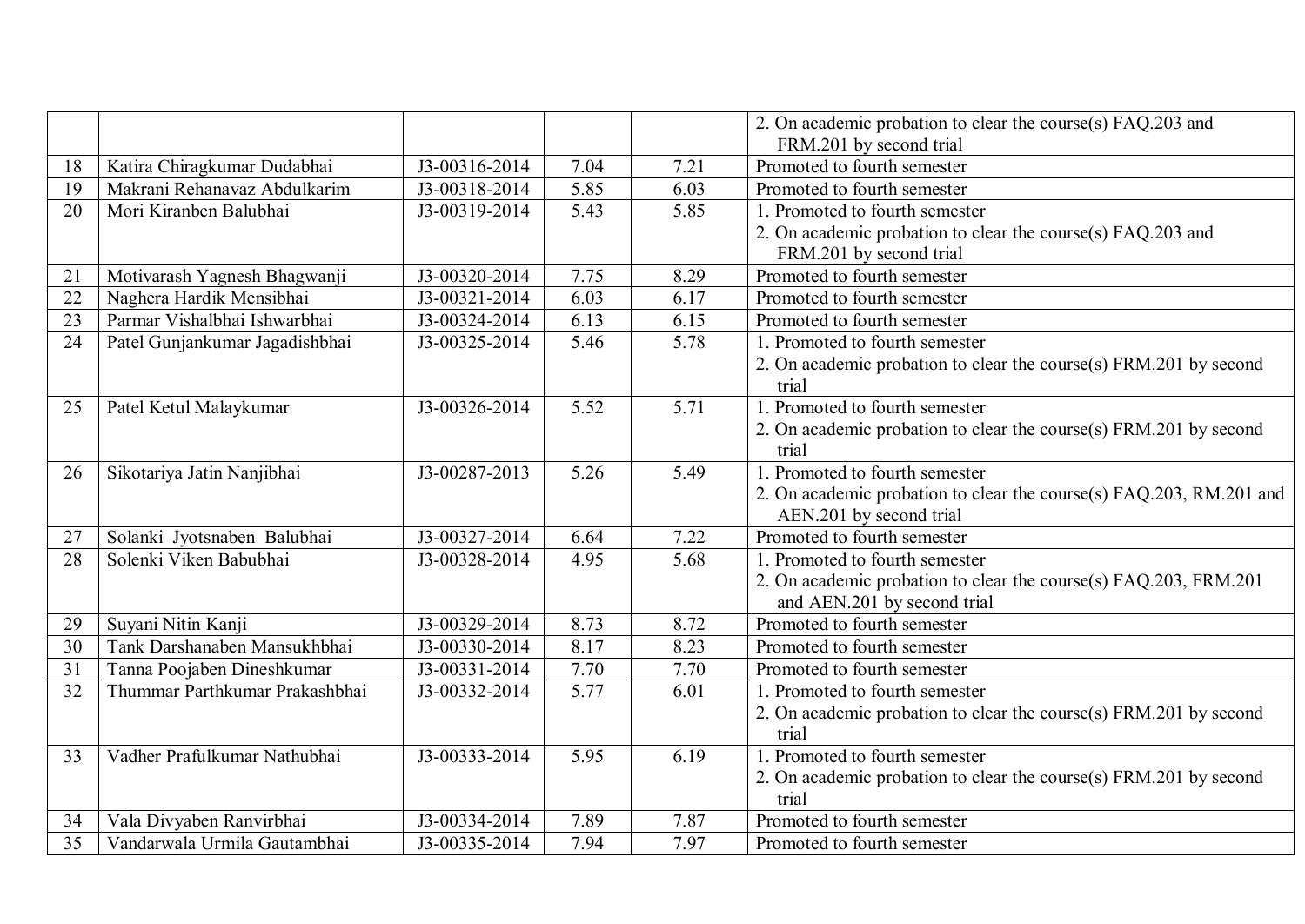| | | | | | |
|---|---|---|---|---|---|
| | | | | | 2. On academic probation to clear the course(s) FAQ.203 and FRM.201 by second trial |
| 18 | Katira Chiragkumar Dudabhai | J3-00316-2014 | 7.04 | 7.21 | Promoted to fourth semester |
| 19 | Makrani Rehanavaz Abdulkarim | J3-00318-2014 | 5.85 | 6.03 | Promoted to fourth semester |
| 20 | Mori Kiranben Balubhai | J3-00319-2014 | 5.43 | 5.85 | 1. Promoted to fourth semester<br>2. On academic probation to clear the course(s) FAQ.203 and FRM.201 by second trial |
| 21 | Motivarash Yagnesh Bhagwanji | J3-00320-2014 | 7.75 | 8.29 | Promoted to fourth semester |
| 22 | Naghera Hardik Mensibhai | J3-00321-2014 | 6.03 | 6.17 | Promoted to fourth semester |
| 23 | Parmar Vishalbhai Ishwarbhai | J3-00324-2014 | 6.13 | 6.15 | Promoted to fourth semester |
| 24 | Patel Gunjankumar Jagadishbhai | J3-00325-2014 | 5.46 | 5.78 | 1. Promoted to fourth semester<br>2. On academic probation to clear the course(s) FRM.201 by second trial |
| 25 | Patel Ketul Malaykumar | J3-00326-2014 | 5.52 | 5.71 | 1. Promoted to fourth semester<br>2. On academic probation to clear the course(s) FRM.201 by second trial |
| 26 | Sikotariya Jatin Nanjibhai | J3-00287-2013 | 5.26 | 5.49 | 1. Promoted to fourth semester<br>2. On academic probation to clear the course(s) FAQ.203, RM.201 and AEN.201 by second trial |
| 27 | Solanki Jyotsnaben Balubhai | J3-00327-2014 | 6.64 | 7.22 | Promoted to fourth semester |
| 28 | Solenki Viken Babubhai | J3-00328-2014 | 4.95 | 5.68 | 1. Promoted to fourth semester<br>2. On academic probation to clear the course(s) FAQ.203, FRM.201 and AEN.201 by second trial |
| 29 | Suyani Nitin Kanji | J3-00329-2014 | 8.73 | 8.72 | Promoted to fourth semester |
| 30 | Tank Darshanaben Mansukhbhai | J3-00330-2014 | 8.17 | 8.23 | Promoted to fourth semester |
| 31 | Tanna Poojaben Dineshkumar | J3-00331-2014 | 7.70 | 7.70 | Promoted to fourth semester |
| 32 | Thummar Parthkumar Prakashbhai | J3-00332-2014 | 5.77 | 6.01 | 1. Promoted to fourth semester<br>2. On academic probation to clear the course(s) FRM.201 by second trial |
| 33 | Vadher Prafulkumar Nathubhai | J3-00333-2014 | 5.95 | 6.19 | 1. Promoted to fourth semester<br>2. On academic probation to clear the course(s) FRM.201 by second trial |
| 34 | Vala Divyaben Ranvirbhai | J3-00334-2014 | 7.89 | 7.87 | Promoted to fourth semester |
| 35 | Vandarwala Urmila Gautambhai | J3-00335-2014 | 7.94 | 7.97 | Promoted to fourth semester |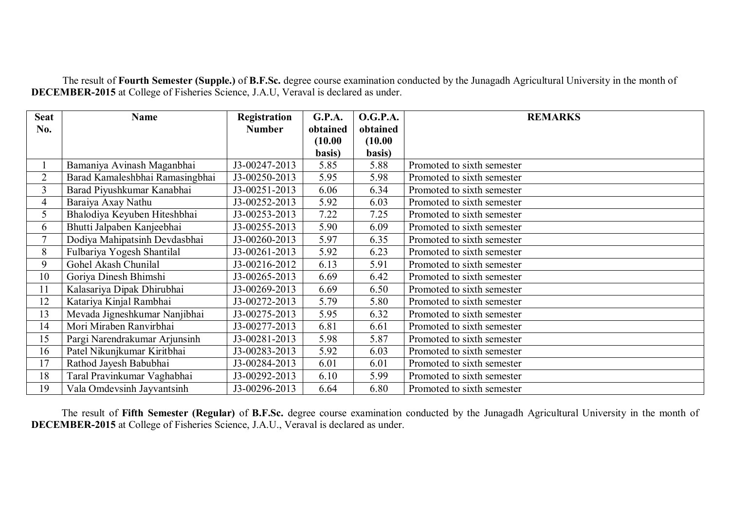The result of **Fourth Semester (Supple.)** of **B.F.Sc.** degree course examination conducted by the Junagadh Agricultural University in the month of **DECEMBER-2015** at College of Fisheries Science, J.A.U, Veraval is declared as under.

| Seat No. | Name | Registration Number | G.P.A. obtained (10.00 basis) | O.G.P.A. obtained (10.00 basis) | REMARKS |
|---|---|---|---|---|---|
| 1 | Bamaniya Avinash Maganbhai | J3-00247-2013 | 5.85 | 5.88 | Promoted to sixth semester |
| 2 | Barad Kamaleshbhai Ramasingbhai | J3-00250-2013 | 5.95 | 5.98 | Promoted to sixth semester |
| 3 | Barad Piyushkumar Kanabhai | J3-00251-2013 | 6.06 | 6.34 | Promoted to sixth semester |
| 4 | Baraiya Axay Nathu | J3-00252-2013 | 5.92 | 6.03 | Promoted to sixth semester |
| 5 | Bhalodiya Keyuben Hiteshbhai | J3-00253-2013 | 7.22 | 7.25 | Promoted to sixth semester |
| 6 | Bhutti Jalpaben Kanjeebhai | J3-00255-2013 | 5.90 | 6.09 | Promoted to sixth semester |
| 7 | Dodiya Mahipatsinh Devdasbhai | J3-00260-2013 | 5.97 | 6.35 | Promoted to sixth semester |
| 8 | Fulbariya Yogesh Shantilal | J3-00261-2013 | 5.92 | 6.23 | Promoted to sixth semester |
| 9 | Gohel Akash Chunilal | J3-00216-2012 | 6.13 | 5.91 | Promoted to sixth semester |
| 10 | Goriya Dinesh Bhimshi | J3-00265-2013 | 6.69 | 6.42 | Promoted to sixth semester |
| 11 | Kalasariya Dipak Dhirubhai | J3-00269-2013 | 6.69 | 6.50 | Promoted to sixth semester |
| 12 | Katariya Kinjal Rambhai | J3-00272-2013 | 5.79 | 5.80 | Promoted to sixth semester |
| 13 | Mevada Jigneshkumar Nanjibhai | J3-00275-2013 | 5.95 | 6.32 | Promoted to sixth semester |
| 14 | Mori Miraben Ranvirbhai | J3-00277-2013 | 6.81 | 6.61 | Promoted to sixth semester |
| 15 | Pargi Narendrakumar Arjunsinh | J3-00281-2013 | 5.98 | 5.87 | Promoted to sixth semester |
| 16 | Patel Nikunjkumar Kiritbhai | J3-00283-2013 | 5.92 | 6.03 | Promoted to sixth semester |
| 17 | Rathod Jayesh Babubhai | J3-00284-2013 | 6.01 | 6.01 | Promoted to sixth semester |
| 18 | Taral Pravinkumar Vaghabhai | J3-00292-2013 | 6.10 | 5.99 | Promoted to sixth semester |
| 19 | Vala Omdevsinh Jayvantsinh | J3-00296-2013 | 6.64 | 6.80 | Promoted to sixth semester |

The result of **Fifth Semester (Regular)** of **B.F.Sc.** degree course examination conducted by the Junagadh Agricultural University in the month of **DECEMBER-2015** at College of Fisheries Science, J.A.U., Veraval is declared as under.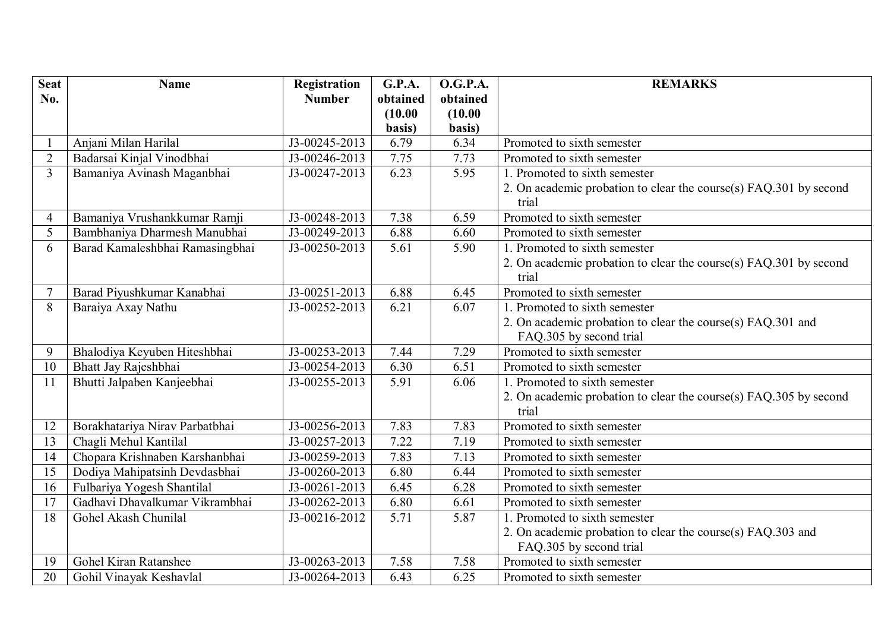| Seat No. | Name | Registration Number | G.P.A. obtained (10.00 basis) | O.G.P.A. obtained (10.00 basis) | REMARKS |
|---|---|---|---|---|---|
| 1 | Anjani Milan Harilal | J3-00245-2013 | 6.79 | 6.34 | Promoted to sixth semester |
| 2 | Badarsai Kinjal Vinodbhai | J3-00246-2013 | 7.75 | 7.73 | Promoted to sixth semester |
| 3 | Bamaniya Avinash Maganbhai | J3-00247-2013 | 6.23 | 5.95 | 1. Promoted to sixth semester<br>2. On academic probation to clear the course(s) FAQ.301 by second trial |
| 4 | Bamaniya Vrushankkumar Ramji | J3-00248-2013 | 7.38 | 6.59 | Promoted to sixth semester |
| 5 | Bambhaniya Dharmesh Manubhai | J3-00249-2013 | 6.88 | 6.60 | Promoted to sixth semester |
| 6 | Barad Kamaleshbhai Ramasingbhai | J3-00250-2013 | 5.61 | 5.90 | 1. Promoted to sixth semester<br>2. On academic probation to clear the course(s) FAQ.301 by second trial |
| 7 | Barad Piyushkumar Kanabhai | J3-00251-2013 | 6.88 | 6.45 | Promoted to sixth semester |
| 8 | Baraiya Axay Nathu | J3-00252-2013 | 6.21 | 6.07 | 1. Promoted to sixth semester<br>2. On academic probation to clear the course(s) FAQ.301 and FAQ.305 by second trial |
| 9 | Bhalodiya Keyuben Hiteshbhai | J3-00253-2013 | 7.44 | 7.29 | Promoted to sixth semester |
| 10 | Bhatt Jay Rajeshbhai | J3-00254-2013 | 6.30 | 6.51 | Promoted to sixth semester |
| 11 | Bhutti Jalpaben Kanjeebhai | J3-00255-2013 | 5.91 | 6.06 | 1. Promoted to sixth semester<br>2. On academic probation to clear the course(s) FAQ.305 by second trial |
| 12 | Borakhatariya Nirav Parbatbhai | J3-00256-2013 | 7.83 | 7.83 | Promoted to sixth semester |
| 13 | Chagli Mehul Kantilal | J3-00257-2013 | 7.22 | 7.19 | Promoted to sixth semester |
| 14 | Chopara Krishnaben Karshanbhai | J3-00259-2013 | 7.83 | 7.13 | Promoted to sixth semester |
| 15 | Dodiya Mahipatsinh Devdasbhai | J3-00260-2013 | 6.80 | 6.44 | Promoted to sixth semester |
| 16 | Fulbariya Yogesh Shantilal | J3-00261-2013 | 6.45 | 6.28 | Promoted to sixth semester |
| 17 | Gadhavi Dhavalkumar Vikrambhai | J3-00262-2013 | 6.80 | 6.61 | Promoted to sixth semester |
| 18 | Gohel Akash Chunilal | J3-00216-2012 | 5.71 | 5.87 | 1. Promoted to sixth semester<br>2. On academic probation to clear the course(s) FAQ.303 and FAQ.305 by second trial |
| 19 | Gohel Kiran Ratanshee | J3-00263-2013 | 7.58 | 7.58 | Promoted to sixth semester |
| 20 | Gohil Vinayak Keshavlal | J3-00264-2013 | 6.43 | 6.25 | Promoted to sixth semester |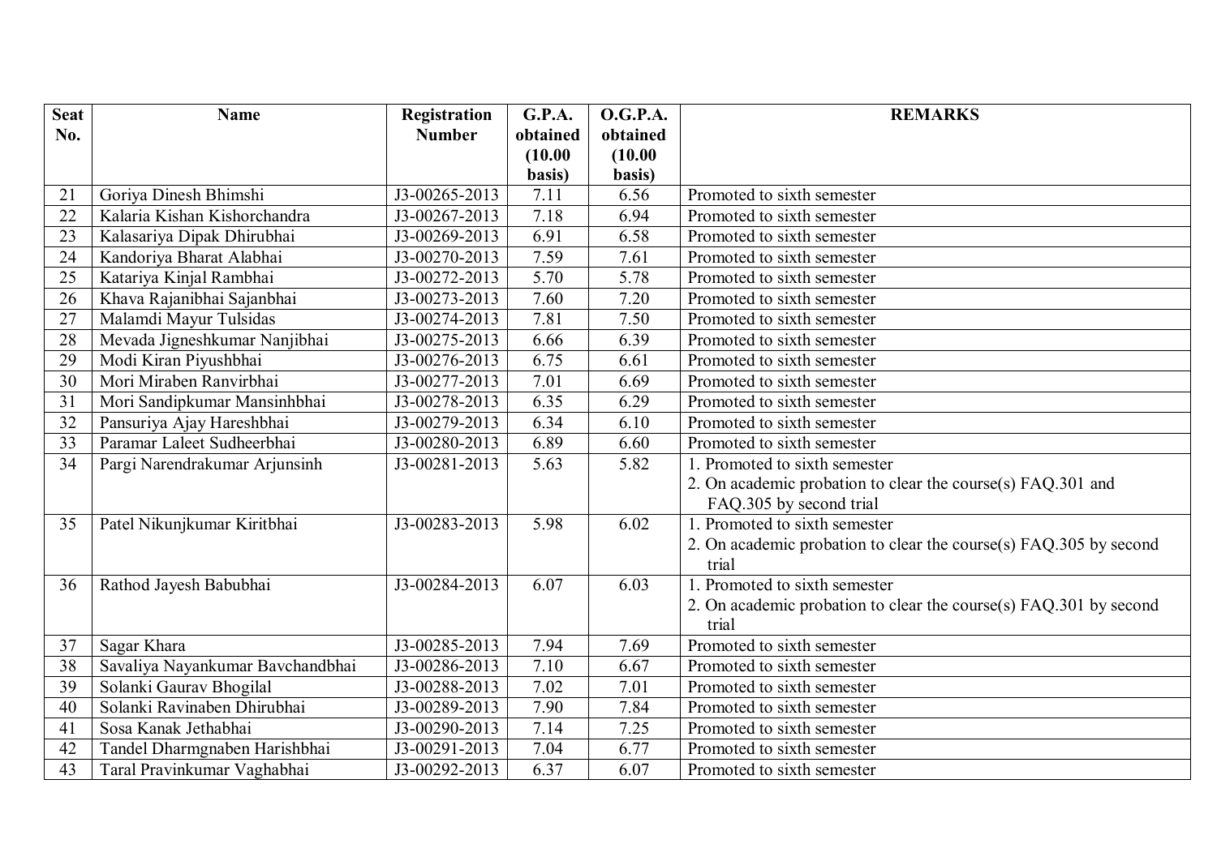| Seat No. | Name | Registration Number | G.P.A. obtained (10.00 basis) | O.G.P.A. obtained (10.00 basis) | REMARKS |
|---|---|---|---|---|---|
| 21 | Goriya Dinesh Bhimshi | J3-00265-2013 | 7.11 | 6.56 | Promoted to sixth semester |
| 22 | Kalaria Kishan Kishorchandra | J3-00267-2013 | 7.18 | 6.94 | Promoted to sixth semester |
| 23 | Kalasariya Dipak Dhirubhai | J3-00269-2013 | 6.91 | 6.58 | Promoted to sixth semester |
| 24 | Kandoriya Bharat Alabhai | J3-00270-2013 | 7.59 | 7.61 | Promoted to sixth semester |
| 25 | Katariya Kinjal Rambhai | J3-00272-2013 | 5.70 | 5.78 | Promoted to sixth semester |
| 26 | Khava Rajanibhai Sajanbhai | J3-00273-2013 | 7.60 | 7.20 | Promoted to sixth semester |
| 27 | Malamdi Mayur Tulsidas | J3-00274-2013 | 7.81 | 7.50 | Promoted to sixth semester |
| 28 | Mevada Jigneshkumar Nanjibhai | J3-00275-2013 | 6.66 | 6.39 | Promoted to sixth semester |
| 29 | Modi Kiran Piyushbhai | J3-00276-2013 | 6.75 | 6.61 | Promoted to sixth semester |
| 30 | Mori Miraben Ranvirbhai | J3-00277-2013 | 7.01 | 6.69 | Promoted to sixth semester |
| 31 | Mori Sandipkumar Mansinhbhai | J3-00278-2013 | 6.35 | 6.29 | Promoted to sixth semester |
| 32 | Pansuriya Ajay Hareshbhai | J3-00279-2013 | 6.34 | 6.10 | Promoted to sixth semester |
| 33 | Paramar Laleet Sudheerbhai | J3-00280-2013 | 6.89 | 6.60 | Promoted to sixth semester |
| 34 | Pargi Narendrakumar Arjunsinh | J3-00281-2013 | 5.63 | 5.82 | 1. Promoted to sixth semester<br>2. On academic probation to clear the course(s) FAQ.301 and FAQ.305 by second trial |
| 35 | Patel Nikunjkumar Kiritbhai | J3-00283-2013 | 5.98 | 6.02 | 1. Promoted to sixth semester<br>2. On academic probation to clear the course(s) FAQ.305 by second trial |
| 36 | Rathod Jayesh Babubhai | J3-00284-2013 | 6.07 | 6.03 | 1. Promoted to sixth semester<br>2. On academic probation to clear the course(s) FAQ.301 by second trial |
| 37 | Sagar Khara | J3-00285-2013 | 7.94 | 7.69 | Promoted to sixth semester |
| 38 | Savaliya Nayankumar Bavchandbhai | J3-00286-2013 | 7.10 | 6.67 | Promoted to sixth semester |
| 39 | Solanki Gaurav Bhogilal | J3-00288-2013 | 7.02 | 7.01 | Promoted to sixth semester |
| 40 | Solanki Ravinaben Dhirubhai | J3-00289-2013 | 7.90 | 7.84 | Promoted to sixth semester |
| 41 | Sosa Kanak Jethabhai | J3-00290-2013 | 7.14 | 7.25 | Promoted to sixth semester |
| 42 | Tandel Dharmgnaben Harishbhai | J3-00291-2013 | 7.04 | 6.77 | Promoted to sixth semester |
| 43 | Taral Pravinkumar Vaghabhai | J3-00292-2013 | 6.37 | 6.07 | Promoted to sixth semester |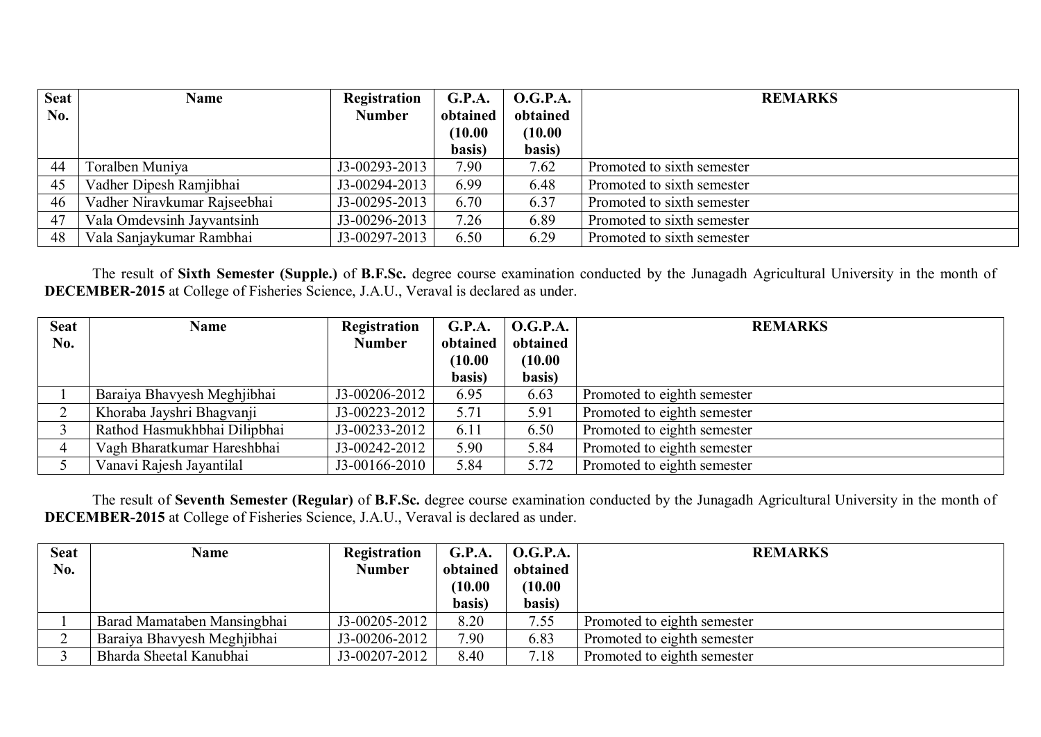| Seat No. | Name | Registration Number | G.P.A. obtained (10.00 basis) | O.G.P.A. obtained (10.00 basis) | REMARKS |
|---|---|---|---|---|---|
| 44 | Toralben Muniya | J3-00293-2013 | 7.90 | 7.62 | Promoted to sixth semester |
| 45 | Vadher Dipesh Ramjibhai | J3-00294-2013 | 6.99 | 6.48 | Promoted to sixth semester |
| 46 | Vadher Niravkumar Rajseebhai | J3-00295-2013 | 6.70 | 6.37 | Promoted to sixth semester |
| 47 | Vala Omdevsinh Jayvantsinh | J3-00296-2013 | 7.26 | 6.89 | Promoted to sixth semester |
| 48 | Vala Sanjaykumar Rambhai | J3-00297-2013 | 6.50 | 6.29 | Promoted to sixth semester |

The result of **Sixth Semester (Supple.)** of **B.F.Sc.** degree course examination conducted by the Junagadh Agricultural University in the month of **DECEMBER-2015** at College of Fisheries Science, J.A.U., Veraval is declared as under.

| Seat No. | Name | Registration Number | G.P.A. obtained (10.00 basis) | O.G.P.A. obtained (10.00 basis) | REMARKS |
|---|---|---|---|---|---|
| 1 | Baraiya Bhavyesh Meghjibhai | J3-00206-2012 | 6.95 | 6.63 | Promoted to eighth semester |
| 2 | Khoraba Jayshri Bhagvanji | J3-00223-2012 | 5.71 | 5.91 | Promoted to eighth semester |
| 3 | Rathod Hasmukhbhai Dilipbhai | J3-00233-2012 | 6.11 | 6.50 | Promoted to eighth semester |
| 4 | Vagh Bharatkumar Hareshbhai | J3-00242-2012 | 5.90 | 5.84 | Promoted to eighth semester |
| 5 | Vanavi Rajesh Jayantilal | J3-00166-2010 | 5.84 | 5.72 | Promoted to eighth semester |

The result of **Seventh Semester (Regular)** of **B.F.Sc.** degree course examination conducted by the Junagadh Agricultural University in the month of **DECEMBER-2015** at College of Fisheries Science, J.A.U., Veraval is declared as under.

| Seat No. | Name | Registration Number | G.P.A. obtained (10.00 basis) | O.G.P.A. obtained (10.00 basis) | REMARKS |
|---|---|---|---|---|---|
| 1 | Barad Mamataben Mansingbhai | J3-00205-2012 | 8.20 | 7.55 | Promoted to eighth semester |
| 2 | Baraiya Bhavyesh Meghjibhai | J3-00206-2012 | 7.90 | 6.83 | Promoted to eighth semester |
| 3 | Bharda Sheetal Kanubhai | J3-00207-2012 | 8.40 | 7.18 | Promoted to eighth semester |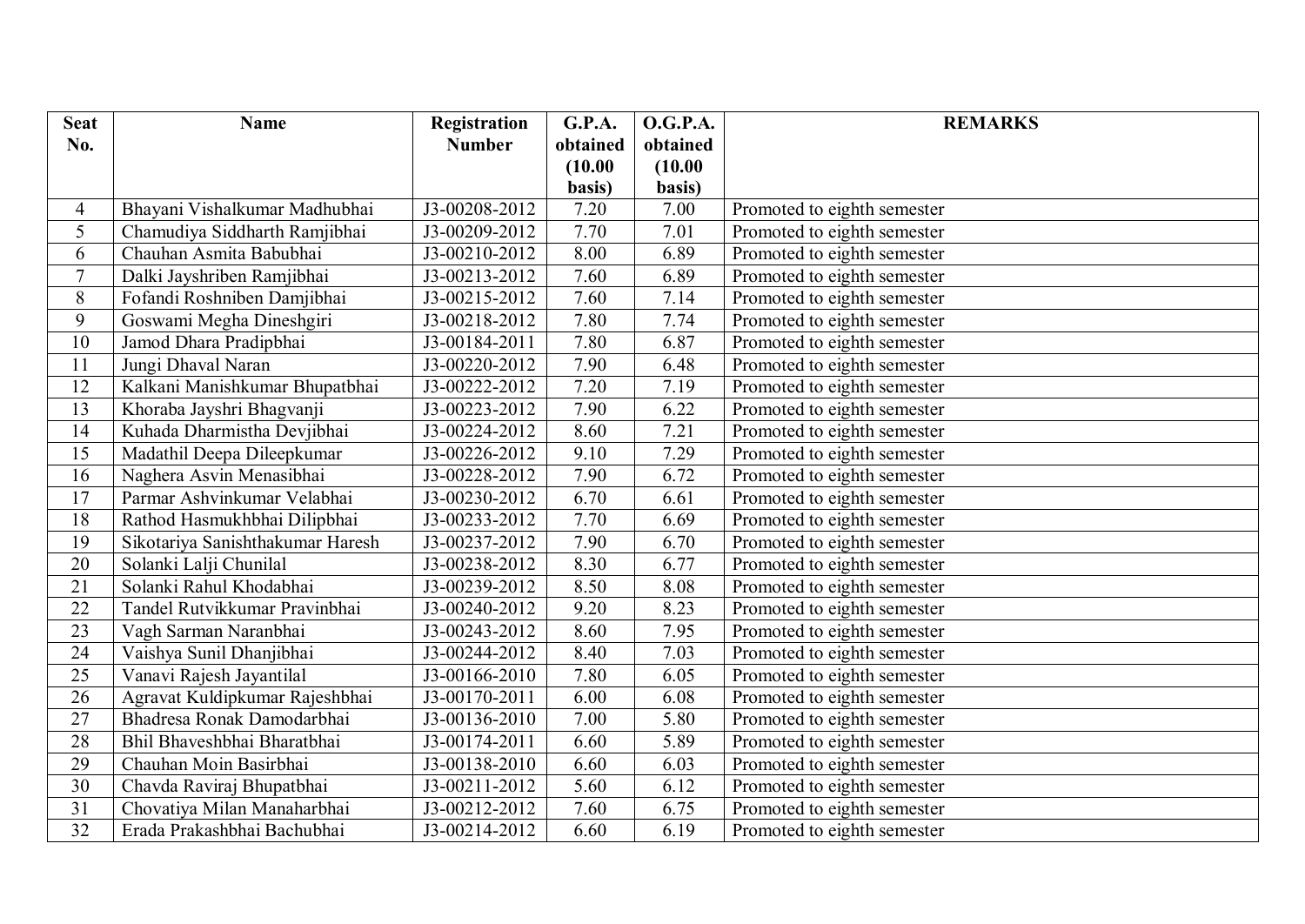| Seat No. | Name | Registration Number | G.P.A. obtained (10.00 basis) | O.G.P.A. obtained (10.00 basis) | REMARKS |
|---|---|---|---|---|---|
| 4 | Bhayani Vishalkumar Madhubhai | J3-00208-2012 | 7.20 | 7.00 | Promoted to eighth semester |
| 5 | Chamudiya Siddharth Ramjibhai | J3-00209-2012 | 7.70 | 7.01 | Promoted to eighth semester |
| 6 | Chauhan Asmita Babubhai | J3-00210-2012 | 8.00 | 6.89 | Promoted to eighth semester |
| 7 | Dalki Jayshriben Ramjibhai | J3-00213-2012 | 7.60 | 6.89 | Promoted to eighth semester |
| 8 | Fofandi Roshniben Damjibhai | J3-00215-2012 | 7.60 | 7.14 | Promoted to eighth semester |
| 9 | Goswami Megha Dineshgiri | J3-00218-2012 | 7.80 | 7.74 | Promoted to eighth semester |
| 10 | Jamod Dhara Pradipbhai | J3-00184-2011 | 7.80 | 6.87 | Promoted to eighth semester |
| 11 | Jungi Dhaval Naran | J3-00220-2012 | 7.90 | 6.48 | Promoted to eighth semester |
| 12 | Kalkani Manishkumar Bhupatbhai | J3-00222-2012 | 7.20 | 7.19 | Promoted to eighth semester |
| 13 | Khoraba Jayshri Bhagvanji | J3-00223-2012 | 7.90 | 6.22 | Promoted to eighth semester |
| 14 | Kuhada Dharmistha Devjibhai | J3-00224-2012 | 8.60 | 7.21 | Promoted to eighth semester |
| 15 | Madathil Deepa Dileepkumar | J3-00226-2012 | 9.10 | 7.29 | Promoted to eighth semester |
| 16 | Naghera Asvin Menasibhai | J3-00228-2012 | 7.90 | 6.72 | Promoted to eighth semester |
| 17 | Parmar Ashvinkumar Velabhai | J3-00230-2012 | 6.70 | 6.61 | Promoted to eighth semester |
| 18 | Rathod Hasmukhbhai Dilipbhai | J3-00233-2012 | 7.70 | 6.69 | Promoted to eighth semester |
| 19 | Sikotariya Sanishthakumar Haresh | J3-00237-2012 | 7.90 | 6.70 | Promoted to eighth semester |
| 20 | Solanki Lalji Chunilal | J3-00238-2012 | 8.30 | 6.77 | Promoted to eighth semester |
| 21 | Solanki Rahul Khodabhai | J3-00239-2012 | 8.50 | 8.08 | Promoted to eighth semester |
| 22 | Tandel Rutvikkumar Pravinbhai | J3-00240-2012 | 9.20 | 8.23 | Promoted to eighth semester |
| 23 | Vagh Sarman Naranbhai | J3-00243-2012 | 8.60 | 7.95 | Promoted to eighth semester |
| 24 | Vaishya Sunil Dhanjibhai | J3-00244-2012 | 8.40 | 7.03 | Promoted to eighth semester |
| 25 | Vanavi Rajesh Jayantilal | J3-00166-2010 | 7.80 | 6.05 | Promoted to eighth semester |
| 26 | Agravat Kuldipkumar Rajeshbhai | J3-00170-2011 | 6.00 | 6.08 | Promoted to eighth semester |
| 27 | Bhadresa Ronak Damodarbhai | J3-00136-2010 | 7.00 | 5.80 | Promoted to eighth semester |
| 28 | Bhil Bhaveshbhai Bharatbhai | J3-00174-2011 | 6.60 | 5.89 | Promoted to eighth semester |
| 29 | Chauhan Moin Basirbhai | J3-00138-2010 | 6.60 | 6.03 | Promoted to eighth semester |
| 30 | Chavda Raviraj Bhupatbhai | J3-00211-2012 | 5.60 | 6.12 | Promoted to eighth semester |
| 31 | Chovatiya Milan Manaharbhai | J3-00212-2012 | 7.60 | 6.75 | Promoted to eighth semester |
| 32 | Erada Prakashbhai Bachubhai | J3-00214-2012 | 6.60 | 6.19 | Promoted to eighth semester |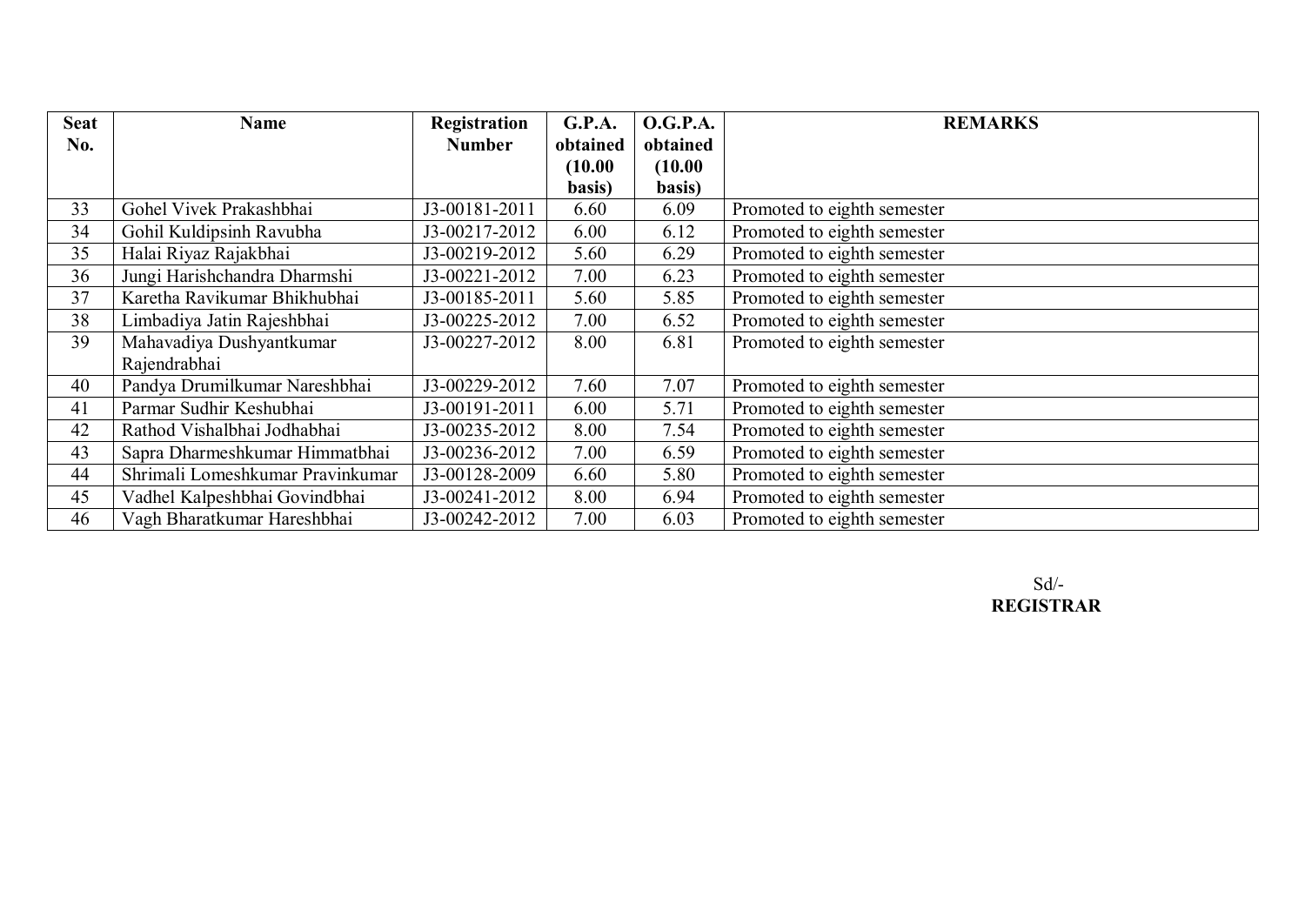| Seat No. | Name | Registration Number | G.P.A. obtained (10.00 basis) | O.G.P.A. obtained (10.00 basis) | REMARKS |
|---|---|---|---|---|---|
| 33 | Gohel Vivek Prakashbhai | J3-00181-2011 | 6.60 | 6.09 | Promoted to eighth semester |
| 34 | Gohil Kuldipsinh Ravubha | J3-00217-2012 | 6.00 | 6.12 | Promoted to eighth semester |
| 35 | Halai Riyaz Rajakbhai | J3-00219-2012 | 5.60 | 6.29 | Promoted to eighth semester |
| 36 | Jungi Harishchandra Dharmshi | J3-00221-2012 | 7.00 | 6.23 | Promoted to eighth semester |
| 37 | Karetha Ravikumar Bhikhubhai | J3-00185-2011 | 5.60 | 5.85 | Promoted to eighth semester |
| 38 | Limbadiya Jatin Rajeshbhai | J3-00225-2012 | 7.00 | 6.52 | Promoted to eighth semester |
| 39 | Mahavadiya Dushyantkumar Rajendrabhai | J3-00227-2012 | 8.00 | 6.81 | Promoted to eighth semester |
| 40 | Pandya Drumilkumar Nareshbhai | J3-00229-2012 | 7.60 | 7.07 | Promoted to eighth semester |
| 41 | Parmar Sudhir Keshubhai | J3-00191-2011 | 6.00 | 5.71 | Promoted to eighth semester |
| 42 | Rathod Vishalbhai Jodhabhai | J3-00235-2012 | 8.00 | 7.54 | Promoted to eighth semester |
| 43 | Sapra Dharmeshkumar Himmatbhai | J3-00236-2012 | 7.00 | 6.59 | Promoted to eighth semester |
| 44 | Shrimali Lomeshkumar Pravinkumar | J3-00128-2009 | 6.60 | 5.80 | Promoted to eighth semester |
| 45 | Vadhel Kalpeshbhai Govindbhai | J3-00241-2012 | 8.00 | 6.94 | Promoted to eighth semester |
| 46 | Vagh Bharatkumar Hareshbhai | J3-00242-2012 | 7.00 | 6.03 | Promoted to eighth semester |

Sd/-
**REGISTRAR**